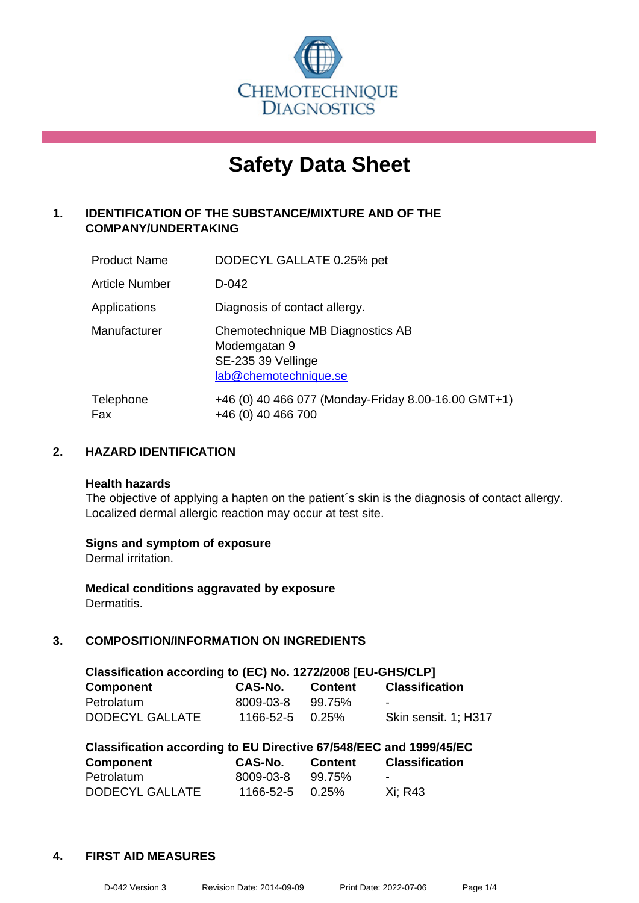CHEMOTECHNIQUE DIAGNOSTICS

# Safety Data Sheet

## 1. IDENTIFICATION OF THE SUBSTANCE/MIXTURE AND OF THE COMPANY/UNDERTAKING

| | |
|---|---|
| Product Name | DODECYL GALLATE 0.25% pet |
| Article Number | D-042 |
| Applications | Diagnosis of contact allergy. |
| Manufacturer | Chemotechnique MB Diagnostics AB<br>Modemgatan 9<br>SE-235 39 Vellinge<br>lab@chemotechnique.se |
| Telephone<br>Fax | +46 (0) 40 466 077 (Monday-Friday 8.00-16.00 GMT+1)<br>+46 (0) 40 466 700 |

## 2. HAZARD IDENTIFICATION

**Health hazards**
The objective of applying a hapten on the patient´s skin is the diagnosis of contact allergy. Localized dermal allergic reaction may occur at test site.

**Signs and symptom of exposure**
Dermal irritation.

**Medical conditions aggravated by exposure**
Dermatitis.

## 3. COMPOSITION/INFORMATION ON INGREDIENTS

**Classification according to (EC) No. 1272/2008 [EU-GHS/CLP]**

| Component | CAS-No. | Content | Classification |
|---|---|---|---|
| Petrolatum | 8009-03-8 | 99.75% | - |
| DODECYL GALLATE | 1166-52-5 | 0.25% | Skin sensit. 1; H317 |

**Classification according to EU Directive 67/548/EEC and 1999/45/EC**

| Component | CAS-No. | Content | Classification |
|---|---|---|---|
| Petrolatum | 8009-03-8 | 99.75% | - |
| DODECYL GALLATE | 1166-52-5 | 0.25% | Xi; R43 |

## 4. FIRST AID MEASURES

D-042 Version 3 Revision Date: 2014-09-09 Print Date: 2022-07-06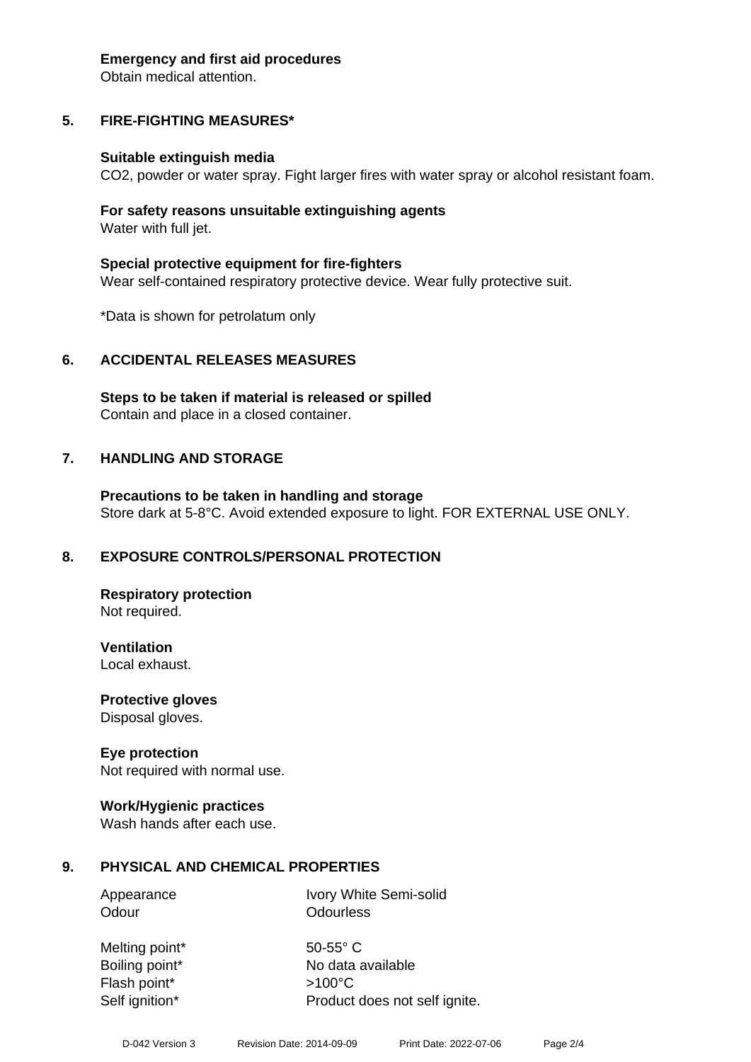**Emergency and first aid procedures**
Obtain medical attention.

## 5. FIRE-FIGHTING MEASURES*

**Suitable extinguish media**
$CO_2$, powder or water spray. Fight larger fires with water spray or alcohol resistant foam.

**For safety reasons unsuitable extinguishing agents**
Water with full jet.

**Special protective equipment for fire-fighters**
Wear self-contained respiratory protective device. Wear fully protective suit.

*Data is shown for petrolatum only

## 6. ACCIDENTAL RELEASES MEASURES

**Steps to be taken if material is released or spilled**
Contain and place in a closed container.

## 7. HANDLING AND STORAGE

**Precautions to be taken in handling and storage**
Store dark at 5-8°C. Avoid extended exposure to light. FOR EXTERNAL USE ONLY.

## 8. EXPOSURE CONTROLS/PERSONAL PROTECTION

**Respiratory protection**
Not required.

**Ventilation**
Local exhaust.

**Protective gloves**
Disposal gloves.

**Eye protection**
Not required with normal use.

**Work/Hygienic practices**
Wash hands after each use.

## 9. PHYSICAL AND CHEMICAL PROPERTIES

| | |
|---|---|
| Appearance | Ivory White Semi-solid |
| Odour | Odourless |
| Melting point* | 50-55° C |
| Boiling point* | No data available |
| Flash point* | >100°C |
| Self ignition* | Product does not self ignite. |

D-042 Version 3 Revision Date: 2014-09-09 Print Date: 2022-07-06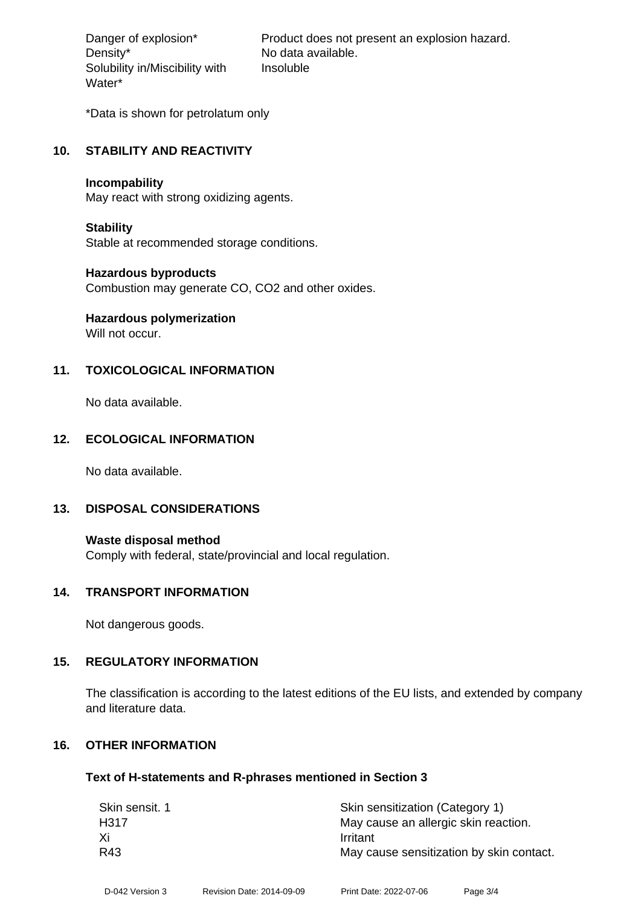| | |
|---|---|
| Danger of explosion* | Product does not present an explosion hazard. |
| Density* | No data available. |
| Solubility in/Miscibility with Water* | Insoluble |

*Data is shown for petrolatum only

## 10. STABILITY AND REACTIVITY

**Incompability**
May react with strong oxidizing agents.

**Stability**
Stable at recommended storage conditions.

**Hazardous byproducts**
Combustion may generate CO, $CO_2$ and other oxides.

**Hazardous polymerization**
Will not occur.

## 11. TOXICOLOGICAL INFORMATION

No data available.

## 12. ECOLOGICAL INFORMATION

No data available.

## 13. DISPOSAL CONSIDERATIONS

**Waste disposal method**
Comply with federal, state/provincial and local regulation.

## 14. TRANSPORT INFORMATION

Not dangerous goods.

## 15. REGULATORY INFORMATION

The classification is according to the latest editions of the EU lists, and extended by company and literature data.

## 16. OTHER INFORMATION

### Text of H-statements and R-phrases mentioned in Section 3

| | |
|---|---|
| Skin sensit. 1 | Skin sensitization (Category 1) |
| H317 | May cause an allergic skin reaction. |
| Xi | Irritant |
| R43 | May cause sensitization by skin contact. |

D-042 Version 3 Revision Date: 2014-09-09 Print Date: 2022-07-06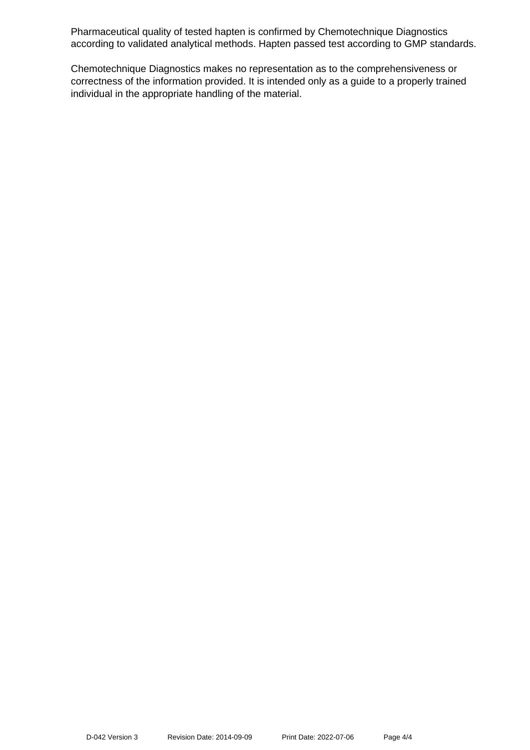Pharmaceutical quality of tested hapten is confirmed by Chemotechnique Diagnostics according to validated analytical methods. Hapten passed test according to GMP standards.

Chemotechnique Diagnostics makes no representation as to the comprehensiveness or correctness of the information provided. It is intended only as a guide to a properly trained individual in the appropriate handling of the material.